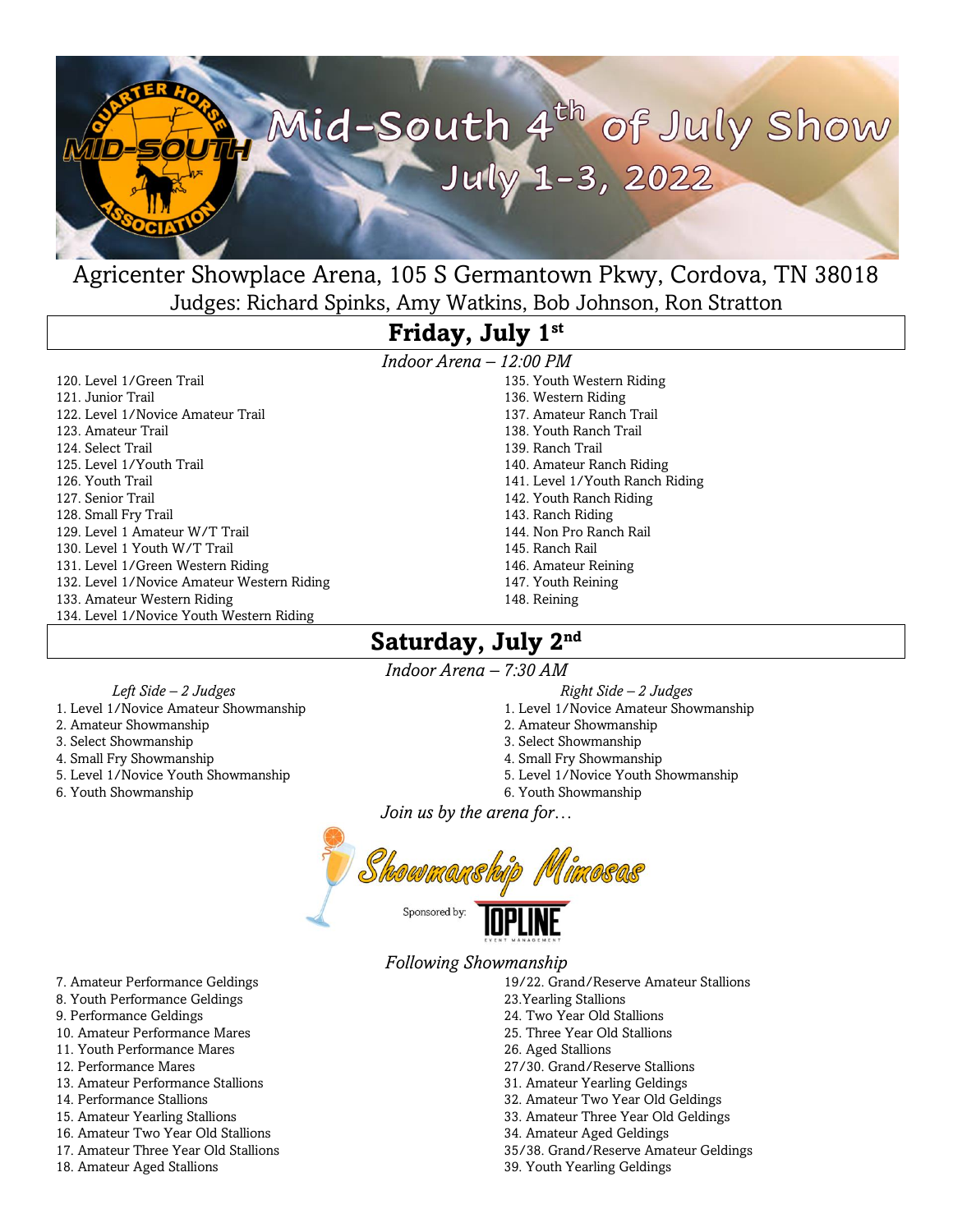# Mid-South 4th of July Show

## July 1-3, 2022

Agricenter Showplace Arena, 105 S Germantown Pkwy, Cordova, TN 38018

Judges: Richard Spinks, Amy Watkins, Bob Johnson, Ron Stratton

## Friday, July 1st

*Indoor Arena – 12:00 PM*

120. Level 1/Green Trail
121. Junior Trail
122. Level 1/Novice Amateur Trail
123. Amateur Trail
124. Select Trail
125. Level 1/Youth Trail
126. Youth Trail
127. Senior Trail
128. Small Fry Trail
129. Level 1 Amateur W/T Trail
130. Level 1 Youth W/T Trail
131. Level 1/Green Western Riding
132. Level 1/Novice Amateur Western Riding
133. Amateur Western Riding
134. Level 1/Novice Youth Western Riding
135. Youth Western Riding
136. Western Riding
137. Amateur Ranch Trail
138. Youth Ranch Trail
139. Ranch Trail
140. Amateur Ranch Riding
141. Level 1/Youth Ranch Riding
142. Youth Ranch Riding
143. Ranch Riding
144. Non Pro Ranch Rail
145. Ranch Rail
146. Amateur Reining
147. Youth Reining
148. Reining

## Saturday, July 2nd

*Indoor Arena – 7:30 AM*

*Left Side – 2 Judges*

1. Level 1/Novice Amateur Showmanship
2. Amateur Showmanship
3. Select Showmanship
4. Small Fry Showmanship
5. Level 1/Novice Youth Showmanship
6. Youth Showmanship

*Right Side – 2 Judges*

1. Level 1/Novice Amateur Showmanship
2. Amateur Showmanship
3. Select Showmanship
4. Small Fry Showmanship
5. Level 1/Novice Youth Showmanship
6. Youth Showmanship

*Join us by the arena for…*

Showmanship Mimosas

Sponsored by: TOPLINE Event Management

*Following Showmanship*

7. Amateur Performance Geldings
8. Youth Performance Geldings
9. Performance Geldings
10. Amateur Performance Mares
11. Youth Performance Mares
12. Performance Mares
13. Amateur Performance Stallions
14. Performance Stallions
15. Amateur Yearling Stallions
16. Amateur Two Year Old Stallions
17. Amateur Three Year Old Stallions
18. Amateur Aged Stallions

19/22. Grand/Reserve Amateur Stallions

23. Yearling Stallions
24. Two Year Old Stallions
25. Three Year Old Stallions
26. Aged Stallions

27/30. Grand/Reserve Stallions

31. Amateur Yearling Geldings
32. Amateur Two Year Old Geldings
33. Amateur Three Year Old Geldings
34. Amateur Aged Geldings

35/38. Grand/Reserve Amateur Geldings

39. Youth Yearling Geldings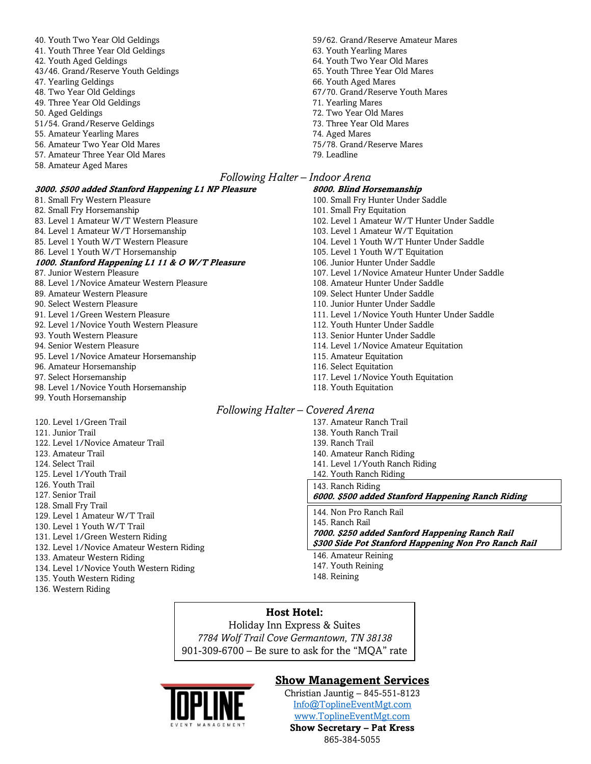40. Youth Two Year Old Geldings
41. Youth Three Year Old Geldings
42. Youth Aged Geldings
43/46. Grand/Reserve Youth Geldings
47. Yearling Geldings
48. Two Year Old Geldings
49. Three Year Old Geldings
50. Aged Geldings
51/54. Grand/Reserve Geldings
55. Amateur Yearling Mares
56. Amateur Two Year Old Mares
57. Amateur Three Year Old Mares
58. Amateur Aged Mares
59/62. Grand/Reserve Amateur Mares
63. Youth Yearling Mares
64. Youth Two Year Old Mares
65. Youth Three Year Old Mares
66. Youth Aged Mares
67/70. Grand/Reserve Youth Mares
71. Yearling Mares
72. Two Year Old Mares
73. Three Year Old Mares
74. Aged Mares
75/78. Grand/Reserve Mares
79. Leadline

## *Following Halter – Indoor Arena*

***3000. $500 added Stanford Happening L1 NP Pleasure***

81. Small Fry Western Pleasure
82. Small Fry Horsemanship
83. Level 1 Amateur W/T Western Pleasure
84. Level 1 Amateur W/T Horsemanship
85. Level 1 Youth W/T Western Pleasure
86. Level 1 Youth W/T Horsemanship

***1000. Stanford Happening L1 11 & O W/T Pleasure***

87. Junior Western Pleasure
88. Level 1/Novice Amateur Western Pleasure
89. Amateur Western Pleasure
90. Select Western Pleasure
91. Level 1/Green Western Pleasure
92. Level 1/Novice Youth Western Pleasure
93. Youth Western Pleasure
94. Senior Western Pleasure
95. Level 1/Novice Amateur Horsemanship
96. Amateur Horsemanship
97. Select Horsemanship
98. Level 1/Novice Youth Horsemanship
99. Youth Horsemanship

***8000. Blind Horsemanship***

100. Small Fry Hunter Under Saddle
101. Small Fry Equitation
102. Level 1 Amateur W/T Hunter Under Saddle
103. Level 1 Amateur W/T Equitation
104. Level 1 Youth W/T Hunter Under Saddle
105. Level 1 Youth W/T Equitation
106. Junior Hunter Under Saddle
107. Level 1/Novice Amateur Hunter Under Saddle
108. Amateur Hunter Under Saddle
109. Select Hunter Under Saddle
110. Junior Hunter Under Saddle
111. Level 1/Novice Youth Hunter Under Saddle
112. Youth Hunter Under Saddle
113. Senior Hunter Under Saddle
114. Level 1/Novice Amateur Equitation
115. Amateur Equitation
116. Select Equitation
117. Level 1/Novice Youth Equitation
118. Youth Equitation

## *Following Halter – Covered Arena*

120. Level 1/Green Trail
121. Junior Trail
122. Level 1/Novice Amateur Trail
123. Amateur Trail
124. Select Trail
125. Level 1/Youth Trail
126. Youth Trail
127. Senior Trail
128. Small Fry Trail
129. Level 1 Amateur W/T Trail
130. Level 1 Youth W/T Trail
131. Level 1/Green Western Riding
132. Level 1/Novice Amateur Western Riding
133. Amateur Western Riding
134. Level 1/Novice Youth Western Riding
135. Youth Western Riding
136. Western Riding
137. Amateur Ranch Trail
138. Youth Ranch Trail
139. Ranch Trail
140. Amateur Ranch Riding
141. Level 1/Youth Ranch Riding
142. Youth Ranch Riding
143. Ranch Riding

***6000. $500 added Stanford Happening Ranch Riding***

144. Non Pro Ranch Rail
145. Ranch Rail

***7000. $250 added Sanford Happening Ranch Rail***
***$300 Side Pot Stanford Happening Non Pro Ranch Rail***

146. Amateur Reining
147. Youth Reining
148. Reining

**Host Hotel:**
Holiday Inn Express & Suites
*7784 Wolf Trail Cove Germantown, TN 38138*
901-309-6700 – Be sure to ask for the "MQA" rate

**Show Management Services**
Christian Jauntig – 845-551-8123
Info@ToplineEventMgt.com
www.ToplineEventMgt.com
**Show Secretary – Pat Kress**
865-384-5055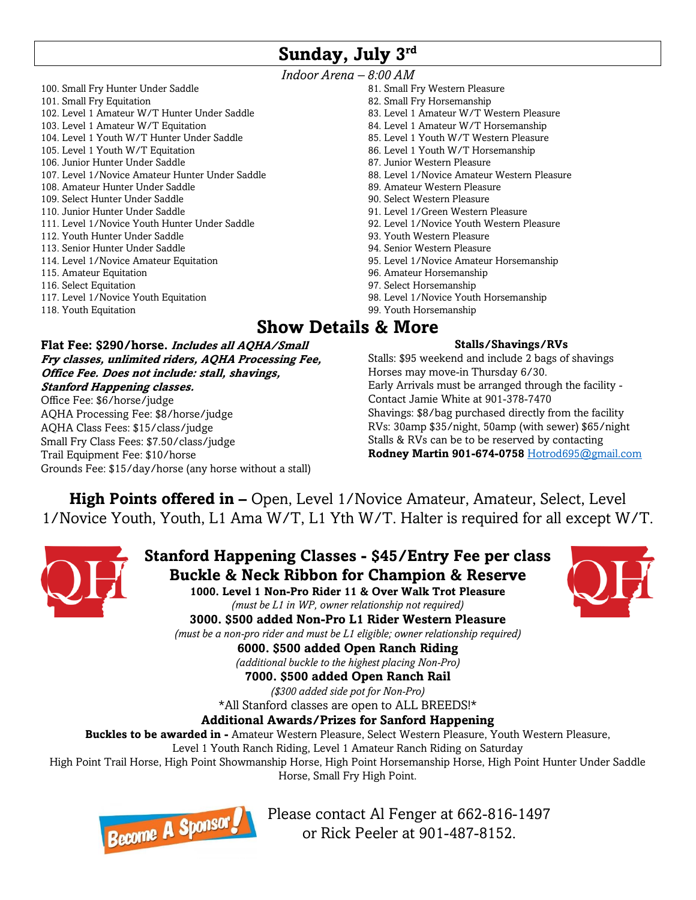# Sunday, July 3rd

*Indoor Arena – 8:00 AM*

100. Small Fry Hunter Under Saddle
101. Small Fry Equitation
102. Level 1 Amateur W/T Hunter Under Saddle
103. Level 1 Amateur W/T Equitation
104. Level 1 Youth W/T Hunter Under Saddle
105. Level 1 Youth W/T Equitation
106. Junior Hunter Under Saddle
107. Level 1/Novice Amateur Hunter Under Saddle
108. Amateur Hunter Under Saddle
109. Select Hunter Under Saddle
110. Junior Hunter Under Saddle
111. Level 1/Novice Youth Hunter Under Saddle
112. Youth Hunter Under Saddle
113. Senior Hunter Under Saddle
114. Level 1/Novice Amateur Equitation
115. Amateur Equitation
116. Select Equitation
117. Level 1/Novice Youth Equitation
118. Youth Equitation

81. Small Fry Western Pleasure
82. Small Fry Horsemanship
83. Level 1 Amateur W/T Western Pleasure
84. Level 1 Amateur W/T Horsemanship
85. Level 1 Youth W/T Western Pleasure
86. Level 1 Youth W/T Horsemanship
87. Junior Western Pleasure
88. Level 1/Novice Amateur Western Pleasure
89. Amateur Western Pleasure
90. Select Western Pleasure
91. Level 1/Green Western Pleasure
92. Level 1/Novice Youth Western Pleasure
93. Youth Western Pleasure
94. Senior Western Pleasure
95. Level 1/Novice Amateur Horsemanship
96. Amateur Horsemanship
97. Select Horsemanship
98. Level 1/Novice Youth Horsemanship
99. Youth Horsemanship

## Show Details & More

**Flat Fee: $290/horse.** ***Includes all AQHA/Small Fry classes, unlimited riders, AQHA Processing Fee, Office Fee. Does not include: stall, shavings, Stanford Happening classes.***
Office Fee: $6/horse/judge
AQHA Processing Fee: $8/horse/judge
AQHA Class Fees: $15/class/judge
Small Fry Class Fees: $7.50/class/judge
Trail Equipment Fee: $10/horse
Grounds Fee: $15/day/horse (any horse without a stall)

**Stalls/Shavings/RVs**
Stalls: $95 weekend and include 2 bags of shavings
Horses may move-in Thursday 6/30.
Early Arrivals must be arranged through the facility - Contact Jamie White at 901-378-7470
Shavings: $8/bag purchased directly from the facility
RVs: 30amp $35/night, 50amp (with sewer) $65/night
Stalls & RVs can be to be reserved by contacting
**Rodney Martin 901-674-0758** Hotrod695@gmail.com

**High Points offered in –** Open, Level 1/Novice Amateur, Amateur, Select, Level 1/Novice Youth, Youth, L1 Ama W/T, L1 Yth W/T. Halter is required for all except W/T.

## Stanford Happening Classes - $45/Entry Fee per class
## Buckle & Neck Ribbon for Champion & Reserve

**1000. Level 1 Non-Pro Rider 11 & Over Walk Trot Pleasure**
*(must be L1 in WP, owner relationship not required)*

**3000. $500 added Non-Pro L1 Rider Western Pleasure**
*(must be a non-pro rider and must be L1 eligible; owner relationship required)*

**6000. $500 added Open Ranch Riding**
*(additional buckle to the highest placing Non-Pro)*

**7000. $500 added Open Ranch Rail**
*($300 added side pot for Non-Pro)*

\*All Stanford classes are open to ALL BREEDS!\*

**Additional Awards/Prizes for Sanford Happening**

**Buckles to be awarded in -** Amateur Western Pleasure, Select Western Pleasure, Youth Western Pleasure, Level 1 Youth Ranch Riding, Level 1 Amateur Ranch Riding on Saturday
High Point Trail Horse, High Point Showmanship Horse, High Point Horsemanship Horse, High Point Hunter Under Saddle Horse, Small Fry High Point.

Become A Sponsor!

Please contact Al Fenger at 662-816-1497 or Rick Peeler at 901-487-8152.